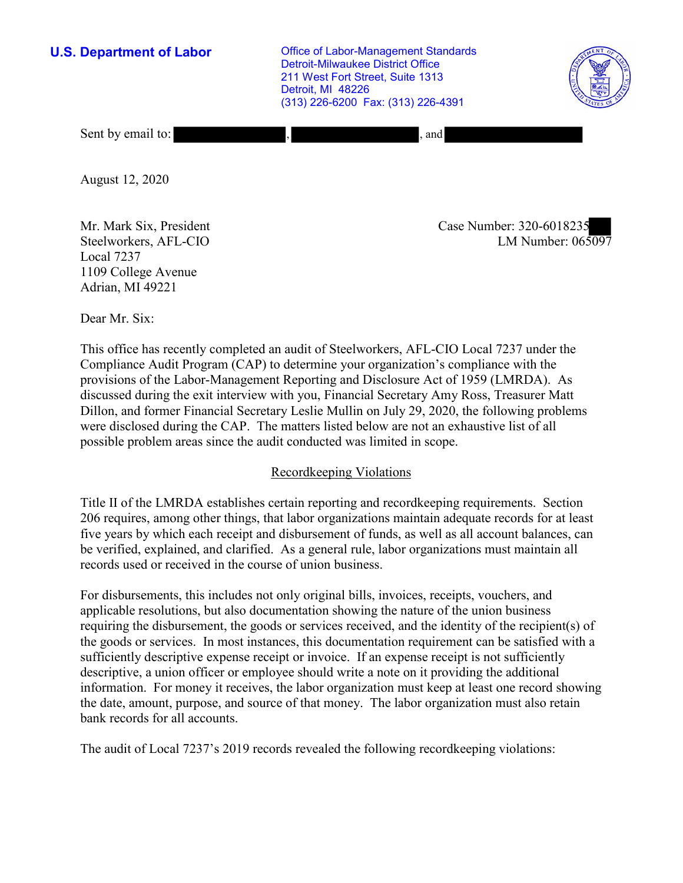**U.S. Department of Labor**

Office of Labor-Management Standards
Detroit-Milwaukee District Office
211 West Fort Street, Suite 1313
Detroit, MI 48226
(313) 226-6200 Fax: (313) 226-4391

Sent by email to: , , and

August 12, 2020

Mr. Mark Six, President
Steelworkers, AFL-CIO
Local 7237
1109 College Avenue
Adrian, MI 49221

Case Number: 320-6018235
LM Number: 065097

Dear Mr. Six:

This office has recently completed an audit of Steelworkers, AFL-CIO Local 7237 under the Compliance Audit Program (CAP) to determine your organization's compliance with the provisions of the Labor-Management Reporting and Disclosure Act of 1959 (LMRDA). As discussed during the exit interview with you, Financial Secretary Amy Ross, Treasurer Matt Dillon, and former Financial Secretary Leslie Mullin on July 29, 2020, the following problems were disclosed during the CAP. The matters listed below are not an exhaustive list of all possible problem areas since the audit conducted was limited in scope.

## Recordkeeping Violations

Title II of the LMRDA establishes certain reporting and recordkeeping requirements. Section 206 requires, among other things, that labor organizations maintain adequate records for at least five years by which each receipt and disbursement of funds, as well as all account balances, can be verified, explained, and clarified. As a general rule, labor organizations must maintain all records used or received in the course of union business.

For disbursements, this includes not only original bills, invoices, receipts, vouchers, and applicable resolutions, but also documentation showing the nature of the union business requiring the disbursement, the goods or services received, and the identity of the recipient(s) of the goods or services. In most instances, this documentation requirement can be satisfied with a sufficiently descriptive expense receipt or invoice. If an expense receipt is not sufficiently descriptive, a union officer or employee should write a note on it providing the additional information. For money it receives, the labor organization must keep at least one record showing the date, amount, purpose, and source of that money. The labor organization must also retain bank records for all accounts.

The audit of Local 7237's 2019 records revealed the following recordkeeping violations: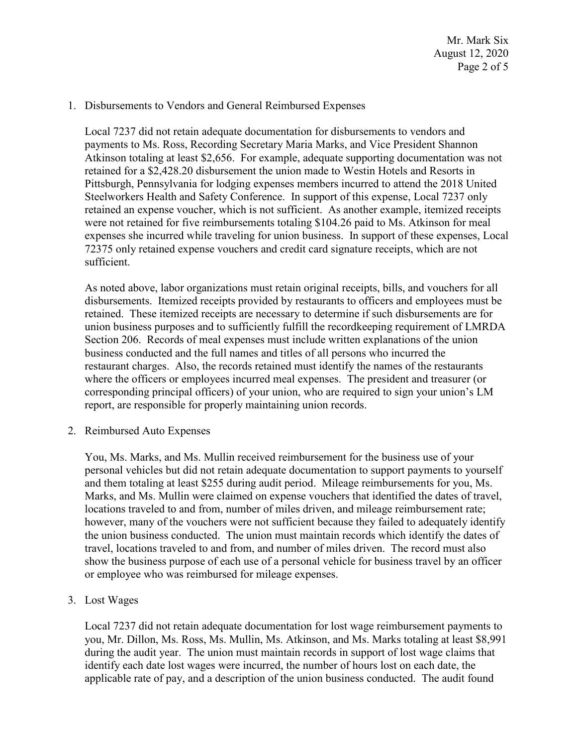1. Disbursements to Vendors and General Reimbursed Expenses

   Local 7237 did not retain adequate documentation for disbursements to vendors and payments to Ms. Ross, Recording Secretary Maria Marks, and Vice President Shannon Atkinson totaling at least $2,656. For example, adequate supporting documentation was not retained for a $2,428.20 disbursement the union made to Westin Hotels and Resorts in Pittsburgh, Pennsylvania for lodging expenses members incurred to attend the 2018 United Steelworkers Health and Safety Conference. In support of this expense, Local 7237 only retained an expense voucher, which is not sufficient. As another example, itemized receipts were not retained for five reimbursements totaling $104.26 paid to Ms. Atkinson for meal expenses she incurred while traveling for union business. In support of these expenses, Local 72375 only retained expense vouchers and credit card signature receipts, which are not sufficient.

   As noted above, labor organizations must retain original receipts, bills, and vouchers for all disbursements. Itemized receipts provided by restaurants to officers and employees must be retained. These itemized receipts are necessary to determine if such disbursements are for union business purposes and to sufficiently fulfill the recordkeeping requirement of LMRDA Section 206. Records of meal expenses must include written explanations of the union business conducted and the full names and titles of all persons who incurred the restaurant charges. Also, the records retained must identify the names of the restaurants where the officers or employees incurred meal expenses. The president and treasurer (or corresponding principal officers) of your union, who are required to sign your union's LM report, are responsible for properly maintaining union records.

2. Reimbursed Auto Expenses

   You, Ms. Marks, and Ms. Mullin received reimbursement for the business use of your personal vehicles but did not retain adequate documentation to support payments to yourself and them totaling at least $255 during audit period. Mileage reimbursements for you, Ms. Marks, and Ms. Mullin were claimed on expense vouchers that identified the dates of travel, locations traveled to and from, number of miles driven, and mileage reimbursement rate; however, many of the vouchers were not sufficient because they failed to adequately identify the union business conducted. The union must maintain records which identify the dates of travel, locations traveled to and from, and number of miles driven. The record must also show the business purpose of each use of a personal vehicle for business travel by an officer or employee who was reimbursed for mileage expenses.

3. Lost Wages

   Local 7237 did not retain adequate documentation for lost wage reimbursement payments to you, Mr. Dillon, Ms. Ross, Ms. Mullin, Ms. Atkinson, and Ms. Marks totaling at least $8,991 during the audit year. The union must maintain records in support of lost wage claims that identify each date lost wages were incurred, the number of hours lost on each date, the applicable rate of pay, and a description of the union business conducted. The audit found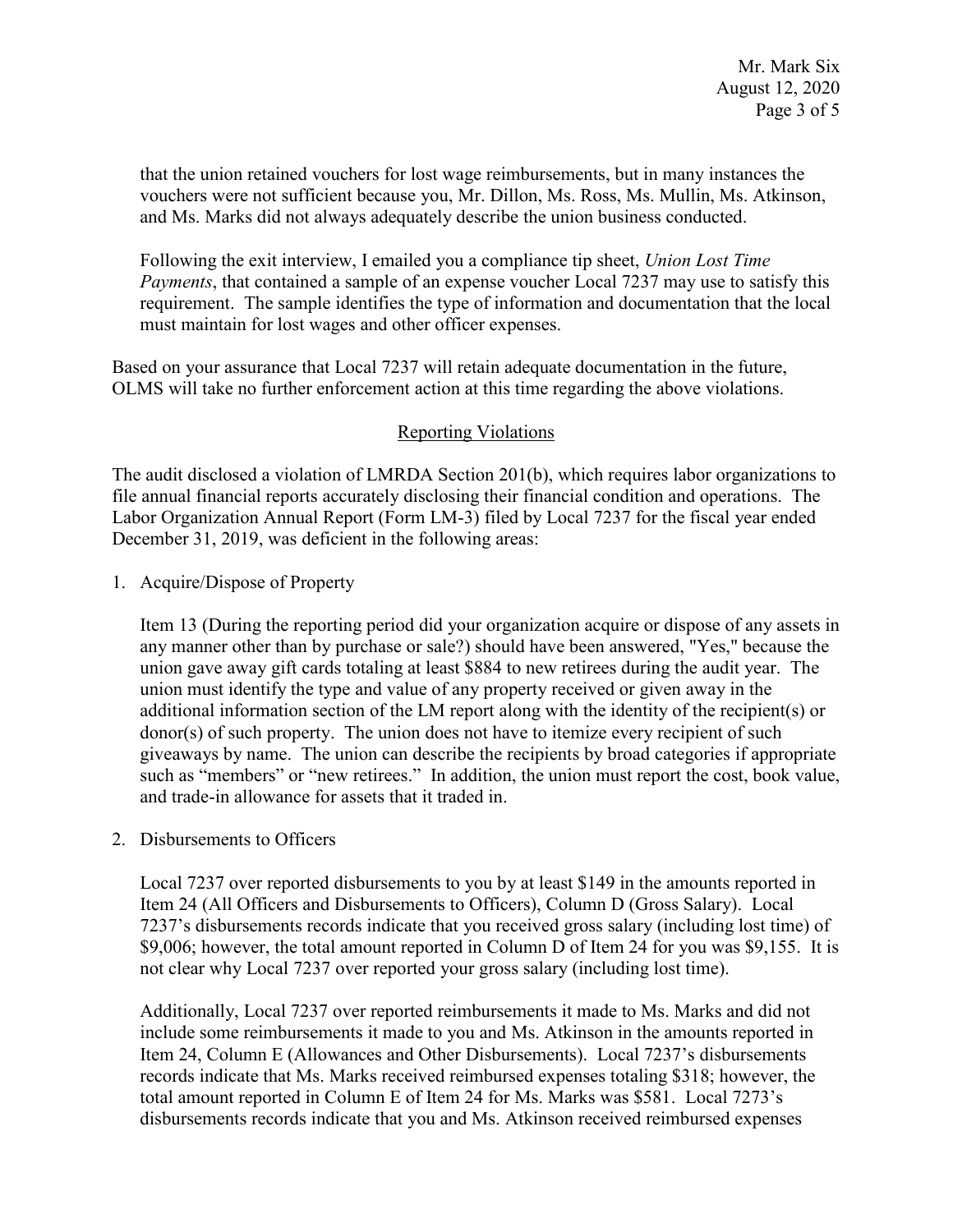that the union retained vouchers for lost wage reimbursements, but in many instances the vouchers were not sufficient because you, Mr. Dillon, Ms. Ross, Ms. Mullin, Ms. Atkinson, and Ms. Marks did not always adequately describe the union business conducted.

Following the exit interview, I emailed you a compliance tip sheet, *Union Lost Time Payments*, that contained a sample of an expense voucher Local 7237 may use to satisfy this requirement. The sample identifies the type of information and documentation that the local must maintain for lost wages and other officer expenses.

Based on your assurance that Local 7237 will retain adequate documentation in the future, OLMS will take no further enforcement action at this time regarding the above violations.

## Reporting Violations

The audit disclosed a violation of LMRDA Section 201(b), which requires labor organizations to file annual financial reports accurately disclosing their financial condition and operations. The Labor Organization Annual Report (Form LM-3) filed by Local 7237 for the fiscal year ended December 31, 2019, was deficient in the following areas:

1. Acquire/Dispose of Property

   Item 13 (During the reporting period did your organization acquire or dispose of any assets in any manner other than by purchase or sale?) should have been answered, "Yes," because the union gave away gift cards totaling at least $884 to new retirees during the audit year. The union must identify the type and value of any property received or given away in the additional information section of the LM report along with the identity of the recipient(s) or donor(s) of such property. The union does not have to itemize every recipient of such giveaways by name. The union can describe the recipients by broad categories if appropriate such as "members" or "new retirees." In addition, the union must report the cost, book value, and trade-in allowance for assets that it traded in.

2. Disbursements to Officers

   Local 7237 over reported disbursements to you by at least $149 in the amounts reported in Item 24 (All Officers and Disbursements to Officers), Column D (Gross Salary). Local 7237's disbursements records indicate that you received gross salary (including lost time) of $9,006; however, the total amount reported in Column D of Item 24 for you was $9,155. It is not clear why Local 7237 over reported your gross salary (including lost time).

   Additionally, Local 7237 over reported reimbursements it made to Ms. Marks and did not include some reimbursements it made to you and Ms. Atkinson in the amounts reported in Item 24, Column E (Allowances and Other Disbursements). Local 7237's disbursements records indicate that Ms. Marks received reimbursed expenses totaling $318; however, the total amount reported in Column E of Item 24 for Ms. Marks was $581. Local 7273's disbursements records indicate that you and Ms. Atkinson received reimbursed expenses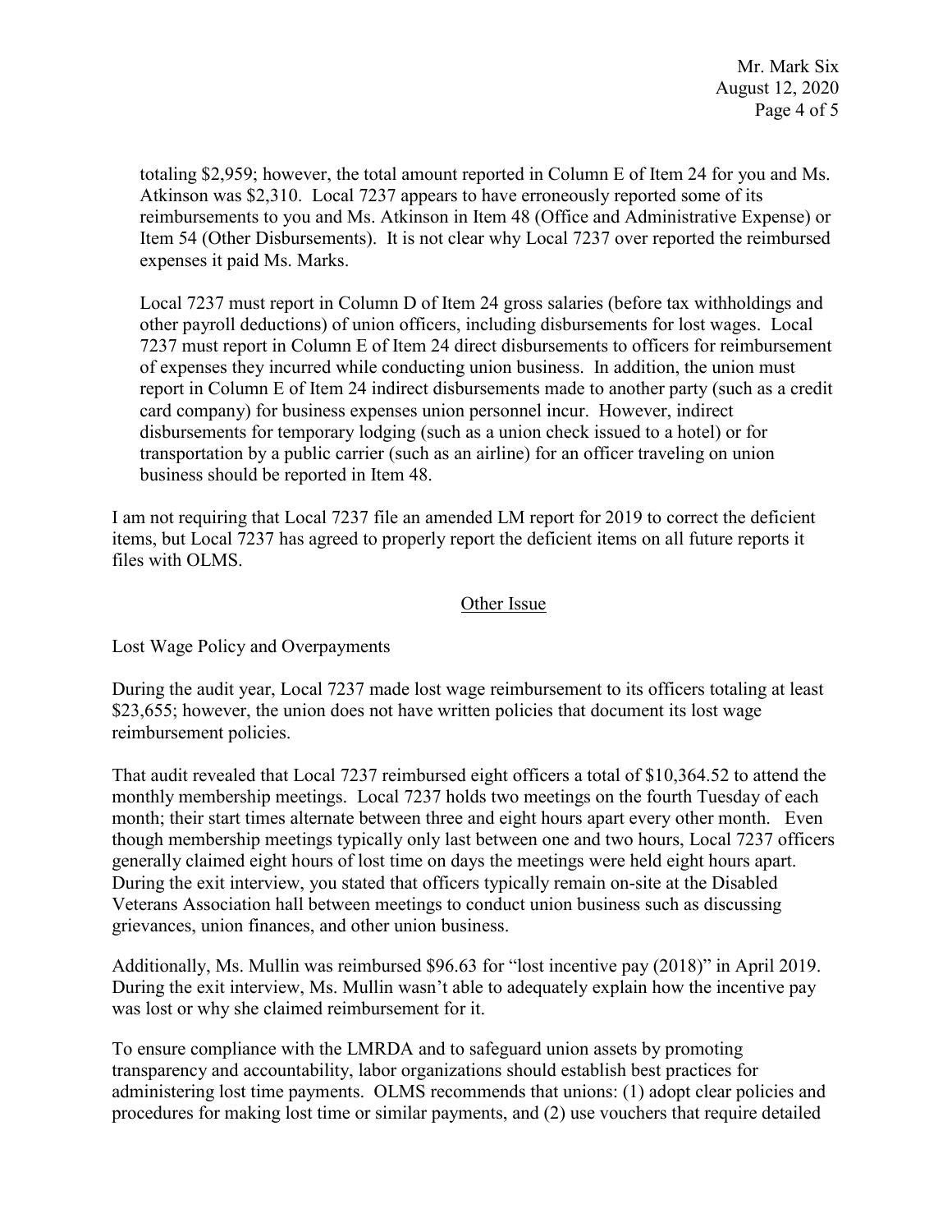totaling $2,959; however, the total amount reported in Column E of Item 24 for you and Ms. Atkinson was $2,310. Local 7237 appears to have erroneously reported some of its reimbursements to you and Ms. Atkinson in Item 48 (Office and Administrative Expense) or Item 54 (Other Disbursements). It is not clear why Local 7237 over reported the reimbursed expenses it paid Ms. Marks.

Local 7237 must report in Column D of Item 24 gross salaries (before tax withholdings and other payroll deductions) of union officers, including disbursements for lost wages. Local 7237 must report in Column E of Item 24 direct disbursements to officers for reimbursement of expenses they incurred while conducting union business. In addition, the union must report in Column E of Item 24 indirect disbursements made to another party (such as a credit card company) for business expenses union personnel incur. However, indirect disbursements for temporary lodging (such as a union check issued to a hotel) or for transportation by a public carrier (such as an airline) for an officer traveling on union business should be reported in Item 48.

I am not requiring that Local 7237 file an amended LM report for 2019 to correct the deficient items, but Local 7237 has agreed to properly report the deficient items on all future reports it files with OLMS.

## Other Issue

Lost Wage Policy and Overpayments

During the audit year, Local 7237 made lost wage reimbursement to its officers totaling at least $23,655; however, the union does not have written policies that document its lost wage reimbursement policies.

That audit revealed that Local 7237 reimbursed eight officers a total of $10,364.52 to attend the monthly membership meetings. Local 7237 holds two meetings on the fourth Tuesday of each month; their start times alternate between three and eight hours apart every other month. Even though membership meetings typically only last between one and two hours, Local 7237 officers generally claimed eight hours of lost time on days the meetings were held eight hours apart. During the exit interview, you stated that officers typically remain on-site at the Disabled Veterans Association hall between meetings to conduct union business such as discussing grievances, union finances, and other union business.

Additionally, Ms. Mullin was reimbursed $96.63 for "lost incentive pay (2018)" in April 2019. During the exit interview, Ms. Mullin wasn't able to adequately explain how the incentive pay was lost or why she claimed reimbursement for it.

To ensure compliance with the LMRDA and to safeguard union assets by promoting transparency and accountability, labor organizations should establish best practices for administering lost time payments. OLMS recommends that unions: (1) adopt clear policies and procedures for making lost time or similar payments, and (2) use vouchers that require detailed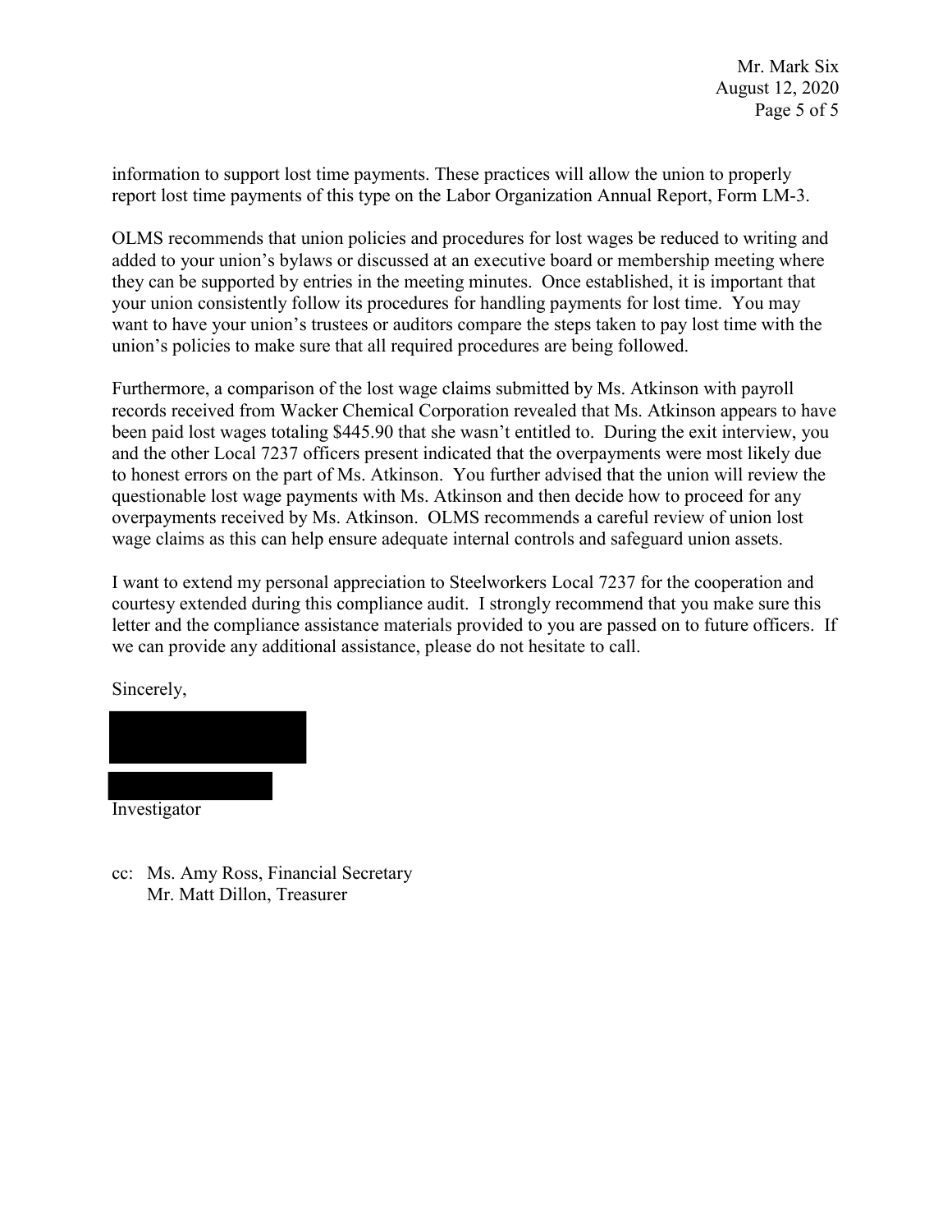information to support lost time payments. These practices will allow the union to properly report lost time payments of this type on the Labor Organization Annual Report, Form LM-3.

OLMS recommends that union policies and procedures for lost wages be reduced to writing and added to your union's bylaws or discussed at an executive board or membership meeting where they can be supported by entries in the meeting minutes. Once established, it is important that your union consistently follow its procedures for handling payments for lost time. You may want to have your union's trustees or auditors compare the steps taken to pay lost time with the union's policies to make sure that all required procedures are being followed.

Furthermore, a comparison of the lost wage claims submitted by Ms. Atkinson with payroll records received from Wacker Chemical Corporation revealed that Ms. Atkinson appears to have been paid lost wages totaling $445.90 that she wasn't entitled to. During the exit interview, you and the other Local 7237 officers present indicated that the overpayments were most likely due to honest errors on the part of Ms. Atkinson. You further advised that the union will review the questionable lost wage payments with Ms. Atkinson and then decide how to proceed for any overpayments received by Ms. Atkinson. OLMS recommends a careful review of union lost wage claims as this can help ensure adequate internal controls and safeguard union assets.

I want to extend my personal appreciation to Steelworkers Local 7237 for the cooperation and courtesy extended during this compliance audit. I strongly recommend that you make sure this letter and the compliance assistance materials provided to you are passed on to future officers. If we can provide any additional assistance, please do not hesitate to call.

Sincerely,

Investigator

cc: Ms. Amy Ross, Financial Secretary
Mr. Matt Dillon, Treasurer